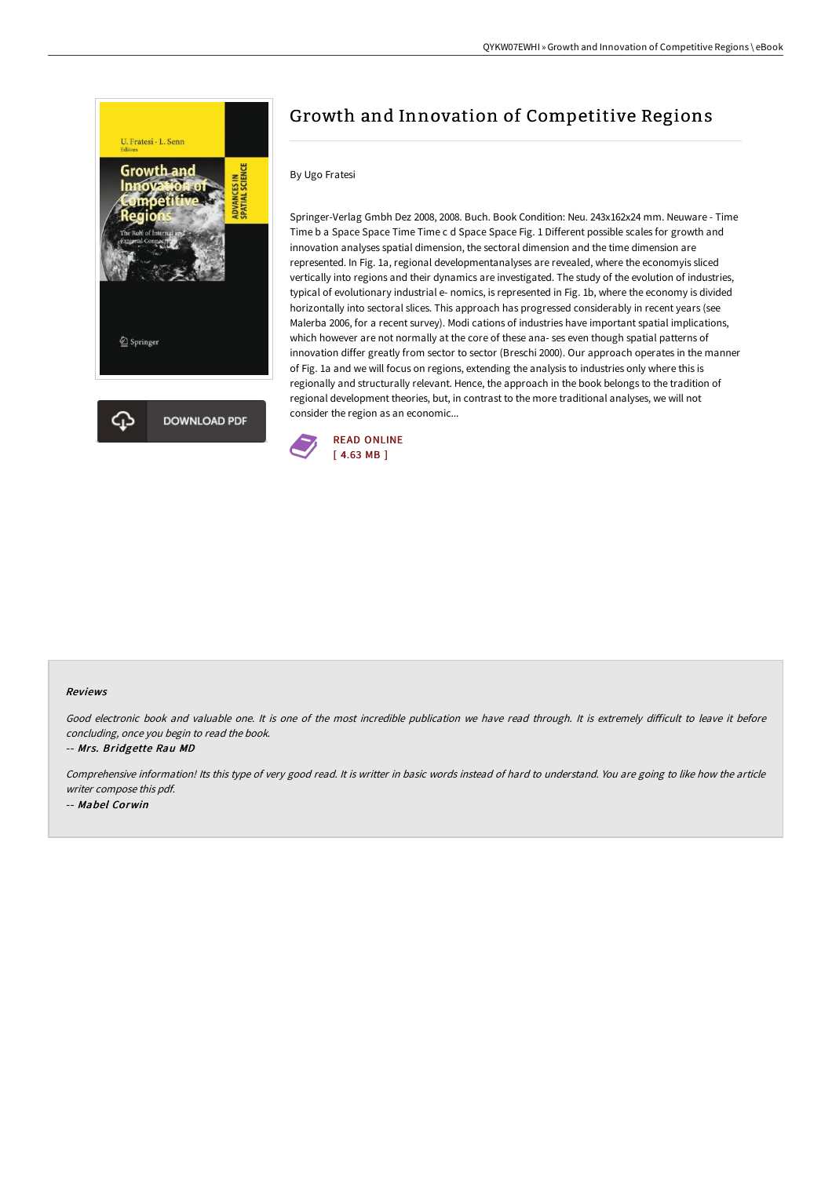# Growth and Innovation of Competitive Regions

By Ugo Fratesi

Springer-Verlag Gmbh Dez 2008, 2008. Buch. Book Condition: Neu. 243x162x24 mm. Neuware - Time Time b a Space Space Time Time c d Space Space Fig. 1 Different possible scales for growth and innovation analyses spatial dimension, the sectoral dimension and the time dimension are represented. In Fig. 1a, regional developmentanalyses are revealed, where the economyis sliced vertically into regions and their dynamics are investigated. The study of the evolution of industries, typical of evolutionary industrial e- nomics, is represented in Fig. 1b, where the economy is divided horizontally into sectoral slices. This approach has progressed considerably in recent years (see Malerba 2006, for a recent survey). Modi cations of industries have important spatial implications, which however are not normally at the core of these ana- ses even though spatial patterns of innovation differ greatly from sector to sector (Breschi 2000). Our approach operates in the manner of Fig. 1a and we will focus on regions, extending the analysis to industries only where this is regionally and structurally relevant. Hence, the approach in the book belongs to the tradition of regional development theories, but, in contrast to the more traditional analyses, we will not consider the region as an economic...

READ ONLINE
[ 4.63 MB ]

DOWNLOAD PDF

### Reviews

*Good electronic book and valuable one. It is one of the most incredible publication we have read through. It is extremely difficult to leave it before concluding, once you begin to read the book.*

*-- Mrs. Bridgette Rau MD*

*Comprehensive information! Its this type of very good read. It is writter in basic words instead of hard to understand. You are going to like how the article writter compose this pdf.*

*-- Mabel Corwin*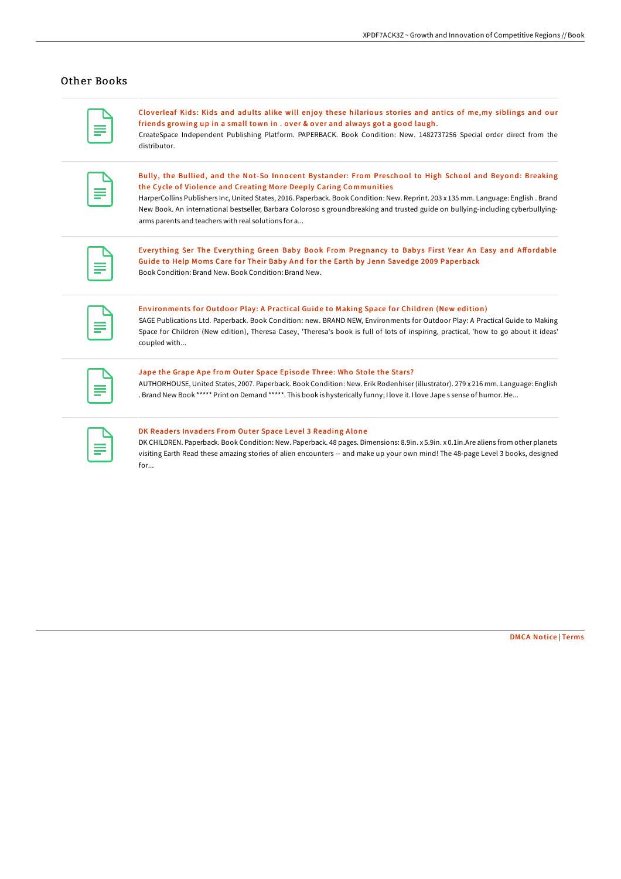## Other Books

**Cloverleaf Kids: Kids and adults alike will enjoy these hilarious stories and antics of me,my siblings and our friends growing up in a small town in . over & over and always got a good laugh.**

CreateSpace Independent Publishing Platform. PAPERBACK. Book Condition: New. 1482737256 Special order direct from the distributor.

**Bully, the Bullied, and the Not-So Innocent Bystander: From Preschool to High School and Beyond: Breaking the Cycle of Violence and Creating More Deeply Caring Communities**

HarperCollins Publishers Inc, United States, 2016. Paperback. Book Condition: New. Reprint. 203 x 135 mm. Language: English . Brand New Book. An international bestseller, Barbara Coloroso s groundbreaking and trusted guide on bullying-including cyberbullying-arms parents and teachers with real solutions for a...

**Everything Ser The Everything Green Baby Book From Pregnancy to Babys First Year An Easy and Affordable Guide to Help Moms Care for Their Baby And for the Earth by Jenn Savedge 2009 Paperback**

Book Condition: Brand New. Book Condition: Brand New.

**Environments for Outdoor Play: A Practical Guide to Making Space for Children (New edition)**

SAGE Publications Ltd. Paperback. Book Condition: new. BRAND NEW, Environments for Outdoor Play: A Practical Guide to Making Space for Children (New edition), Theresa Casey, 'Theresa's book is full of lots of inspiring, practical, 'how to go about it ideas' coupled with...

**Jape the Grape Ape from Outer Space Episode Three: Who Stole the Stars?**

AUTHORHOUSE, United States, 2007. Paperback. Book Condition: New. Erik Rodenhiser (illustrator). 279 x 216 mm. Language: English . Brand New Book ***** Print on Demand *****. This book is hysterically funny; I love it. I love Jape s sense of humor. He...

**DK Readers Invaders From Outer Space Level 3 Reading Alone**

DK CHILDREN. Paperback. Book Condition: New. Paperback. 48 pages. Dimensions: 8.9in. x 5.9in. x 0.1in.Are aliens from other planets visiting Earth Read these amazing stories of alien encounters -- and make up your own mind! The 48-page Level 3 books, designed for...